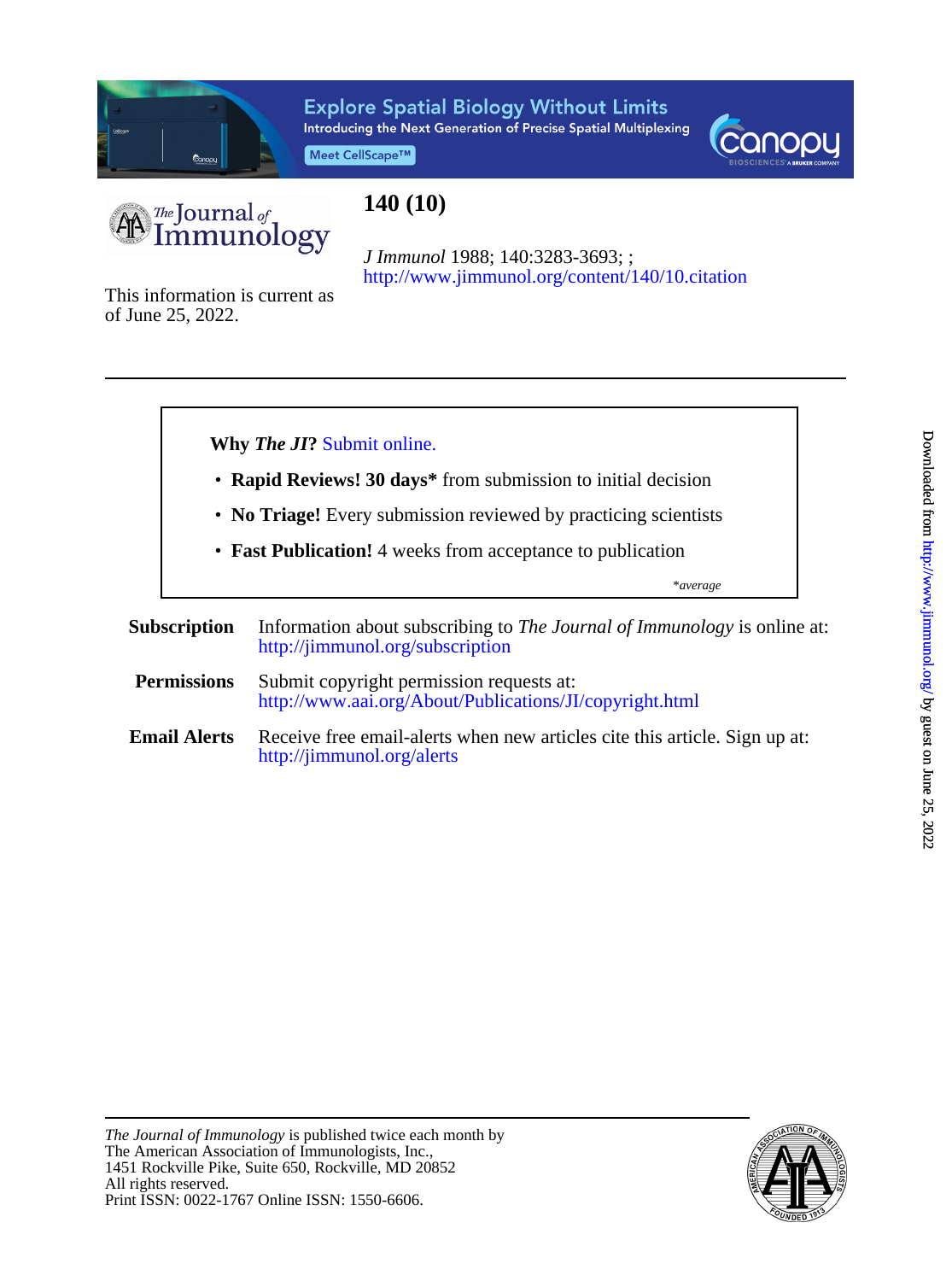# 140 (10)

*J Immunol* 1988; 140:3283-3693; ;
http://www.jimmunol.org/content/140/10.citation

This information is current as of June 25, 2022.

---

**Why *The JI*?** Submit online.

- **Rapid Reviews! 30 days*** from submission to initial decision
- **No Triage!** Every submission reviewed by practicing scientists
- **Fast Publication!** 4 weeks from acceptance to publication

*\*average*

**Subscription** Information about subscribing to *The Journal of Immunology* is online at: http://jimmunol.org/subscription

**Permissions** Submit copyright permission requests at: http://www.aai.org/About/Publications/JI/copyright.html

**Email Alerts** Receive free email-alerts when new articles cite this article. Sign up at: http://jimmunol.org/alerts

---

*The Journal of Immunology* is published twice each month by
The American Association of Immunologists, Inc.,
1451 Rockville Pike, Suite 650, Rockville, MD 20852
All rights reserved.
Print ISSN: 0022-1767 Online ISSN: 1550-6606.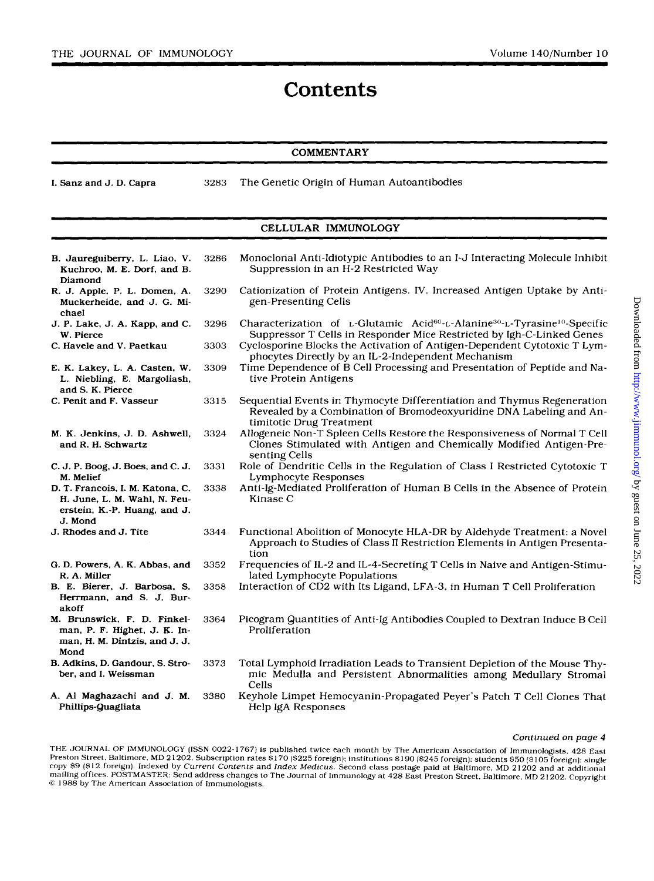# Contents

## COMMENTARY

| | | |
|---|---|---|
| **I. Sanz and J. D. Capra** | 3283 | The Genetic Origin of Human Autoantibodies |

## CELLULAR IMMUNOLOGY

| | | |
|---|---|---|
| **B. Jaureguiberry, L. Liao, V. Kuchroo, M. E. Dorf, and B. Diamond** | 3286 | Monoclonal Anti-Idiotypic Antibodies to an I-J Interacting Molecule Inhibit Suppression in an H-2 Restricted Way |
| **R. J. Apple, P. L. Domen, A. Muckerheide, and J. G. Michael** | 3290 | Cationization of Protein Antigens. IV. Increased Antigen Uptake by Antigen-Presenting Cells |
| **J. P. Lake, J. A. Kapp, and C. W. Pierce** | 3296 | Characterization of L-Glutamic Acid[60]-L-Alanine[30]-L-Tyrasine[10]-Specific Suppressor T Cells in Responder Mice Restricted by Igh-C-Linked Genes |
| **C. Havele and V. Paetkau** | 3303 | Cyclosporine Blocks the Activation of Antigen-Dependent Cytotoxic T Lymphocytes Directly by an IL-2-Independent Mechanism |
| **E. K. Lakey, L. A. Casten, W. L. Niebling, E. Margoliash, and S. K. Pierce** | 3309 | Time Dependence of B Cell Processing and Presentation of Peptide and Native Protein Antigens |
| **C. Penit and F. Vasseur** | 3315 | Sequential Events in Thymocyte Differentiation and Thymus Regeneration Revealed by a Combination of Bromodeoxyuridine DNA Labeling and Antimitotic Drug Treatment |
| **M. K. Jenkins, J. D. Ashwell, and R. H. Schwartz** | 3324 | Allogeneic Non-T Spleen Cells Restore the Responsiveness of Normal T Cell Clones Stimulated with Antigen and Chemically Modified Antigen-Presenting Cells |
| **C. J. P. Boog, J. Boes, and C. J. M. Melief** | 3331 | Role of Dendritic Cells in the Regulation of Class I Restricted Cytotoxic T Lymphocyte Responses |
| **D. T. Francois, I. M. Katona, C. H. June, L. M. Wahl, N. Feuerstein, K.-P. Huang, and J. J. Mond** | 3338 | Anti-Ig-Mediated Proliferation of Human B Cells in the Absence of Protein Kinase C |
| **J. Rhodes and J. Tite** | 3344 | Functional Abolition of Monocyte HLA-DR by Aldehyde Treatment: a Novel Approach to Studies of Class II Restriction Elements in Antigen Presentation |
| **G. D. Powers, A. K. Abbas, and R. A. Miller** | 3352 | Frequencies of IL-2 and IL-4-Secreting T Cells in Naive and Antigen-Stimulated Lymphocyte Populations |
| **B. E. Bierer, J. Barbosa, S. Herrmann, and S. J. Burakoff** | 3358 | Interaction of CD2 with Its Ligand, LFA-3, in Human T Cell Proliferation |
| **M. Brunswick, F. D. Finkelman, P. F. Highet, J. K. Inman, H. M. Dintzis, and J. J. Mond** | 3364 | Picogram Quantities of Anti-Ig Antibodies Coupled to Dextran Induce B Cell Proliferation |
| **B. Adkins, D. Gandour, S. Strober, and I. Weissman** | 3373 | Total Lymphoid Irradiation Leads to Transient Depletion of the Mouse Thymic Medulla and Persistent Abnormalities among Medullary Stromal Cells |
| **A. Al Maghazachi and J. M. Phillips-Quagliata** | 3380 | Keyhole Limpet Hemocyanin-Propagated Peyer's Patch T Cell Clones That Help IgA Responses |

*Continued on page 4*

THE JOURNAL OF IMMUNOLOGY (ISSN 0022-1767) is published twice each month by The American Association of Immunologists, 428 East Preston Street, Baltimore, MD 21202. Subscription rates $170 ($225 foreign); institutions $190 ($245 foreign); students $50 ($105 foreign); single copy $9 ($12 foreign). Indexed by *Current Contents* and *Index Medicus*. Second class postage paid at Baltimore, MD 21202 and at additional mailing offices. POSTMASTER: Send address changes to The Journal of Immunology at 428 East Preston Street, Baltimore, MD 21202. Copyright © 1988 by The American Association of Immunologists.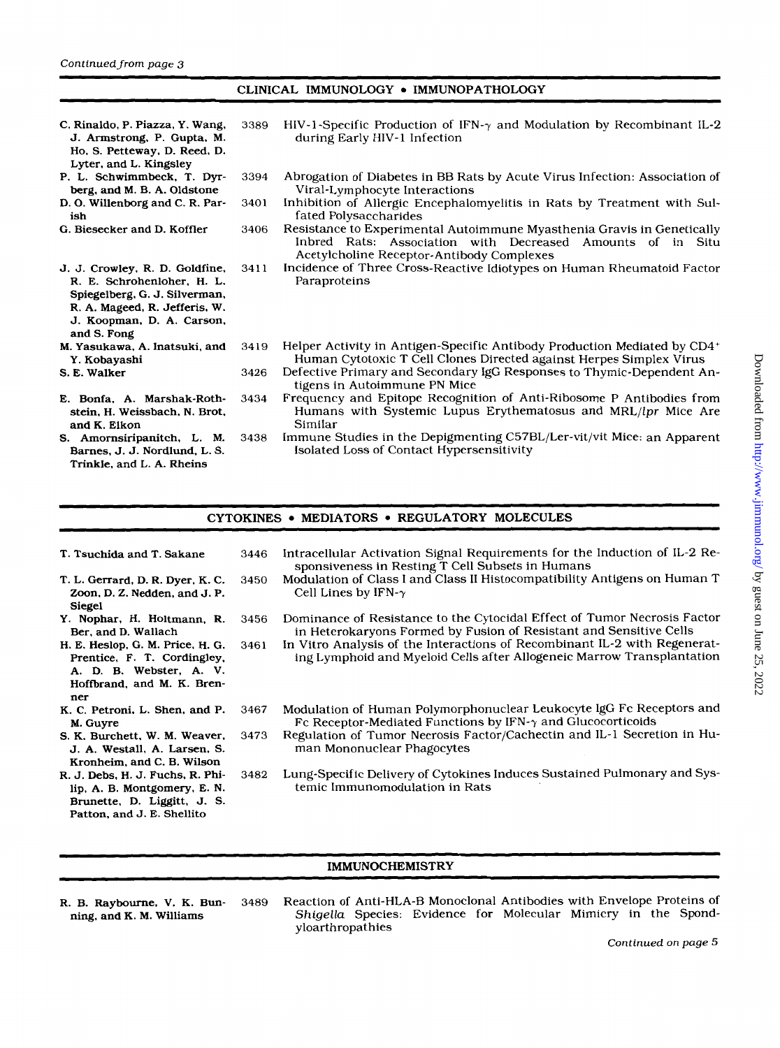*Continued from page 3*

## CLINICAL IMMUNOLOGY • IMMUNOPATHOLOGY

| Authors | Page | Title |
|---|---|---|
| C. Rinaldo, P. Piazza, Y. Wang, J. Armstrong, P. Gupta, M. Ho, S. Petteway, D. Reed, D. Lyter, and L. Kingsley | 3389 | HIV-1-Specific Production of IFN-$\gamma$ and Modulation by Recombinant IL-2 during Early HIV-1 Infection |
| P. L. Schwimmbeck, T. Dyrberg, and M. B. A. Oldstone | 3394 | Abrogation of Diabetes in BB Rats by Acute Virus Infection: Association of Viral-Lymphocyte Interactions |
| D. O. Willenborg and C. R. Parish | 3401 | Inhibition of Allergic Encephalomyelitis in Rats by Treatment with Sulfated Polysaccharides |
| G. Biesecker and D. Koffler | 3406 | Resistance to Experimental Autoimmune Myasthenia Gravis in Genetically Inbred Rats: Association with Decreased Amounts of in Situ Acetylcholine Receptor-Antibody Complexes |
| J. J. Crowley, R. D. Goldfine, R. E. Schrohenloher, H. L. Spiegelberg, G. J. Silverman, R. A. Mageed, R. Jefferis, W. J. Koopman, D. A. Carson, and S. Fong | 3411 | Incidence of Three Cross-Reactive Idiotypes on Human Rheumatoid Factor Paraproteins |
| M. Yasukawa, A. Inatsuki, and Y. Kobayashi | 3419 | Helper Activity in Antigen-Specific Antibody Production Mediated by CD4$^+$ Human Cytotoxic T Cell Clones Directed against Herpes Simplex Virus |
| S. E. Walker | 3426 | Defective Primary and Secondary IgG Responses to Thymic-Dependent Antigens in Autoimmune PN Mice |
| E. Bonfa, A. Marshak-Rothstein, H. Weissbach, N. Brot, and K. Elkon | 3434 | Frequency and Epitope Recognition of Anti-Ribosome P Antibodies from Humans with Systemic Lupus Erythematosus and MRL/*lpr* Mice Are Similar |
| S. Amornsiripanitch, L. M. Barnes, J. J. Nordlund, L. S. Trinkle, and L. A. Rheins | 3438 | Immune Studies in the Depigmenting C57BL/Ler-vit/vit Mice: an Apparent Isolated Loss of Contact Hypersensitivity |

## CYTOKINES • MEDIATORS • REGULATORY MOLECULES

| Authors | Page | Title |
|---|---|---|
| T. Tsuchida and T. Sakane | 3446 | Intracellular Activation Signal Requirements for the Induction of IL-2 Responsiveness in Resting T Cell Subsets in Humans |
| T. L. Gerrard, D. R. Dyer, K. C. Zoon, D. Z. Nedden, and J. P. Siegel | 3450 | Modulation of Class I and Class II Histocompatibility Antigens on Human T Cell Lines by IFN-$\gamma$ |
| Y. Nophar, H. Holtmann, R. Ber, and D. Wallach | 3456 | Dominance of Resistance to the Cytocidal Effect of Tumor Necrosis Factor in Heterokaryons Formed by Fusion of Resistant and Sensitive Cells |
| H. E. Heslop, G. M. Price, H. G. Prentice, F. T. Cordingley, A. D. B. Webster, A. V. Hoffbrand, and M. K. Brenner | 3461 | In Vitro Analysis of the Interactions of Recombinant IL-2 with Regenerating Lymphoid and Myeloid Cells after Allogeneic Marrow Transplantation |
| K. C. Petroni, L. Shen, and P. M. Guyre | 3467 | Modulation of Human Polymorphonuclear Leukocyte IgG Fc Receptors and Fc Receptor-Mediated Functions by IFN-$\gamma$ and Glucocorticoids |
| S. K. Burchett, W. M. Weaver, J. A. Westall, A. Larsen, S. Kronheim, and C. B. Wilson | 3473 | Regulation of Tumor Necrosis Factor/Cachectin and IL-1 Secretion in Human Mononuclear Phagocytes |
| R. J. Debs, H. J. Fuchs, R. Philip, A. B. Montgomery, E. N. Brunette, D. Liggitt, J. S. Patton, and J. E. Shellito | 3482 | Lung-Specific Delivery of Cytokines Induces Sustained Pulmonary and Systemic Immunomodulation in Rats |

## IMMUNOCHEMISTRY

| Authors | Page | Title |
|---|---|---|
| R. B. Raybourne, V. K. Bunning, and K. M. Williams | 3489 | Reaction of Anti-HLA-B Monoclonal Antibodies with Envelope Proteins of *Shigella* Species: Evidence for Molecular Mimicry in the Spondyloarthropathies |

*Continued on page 5*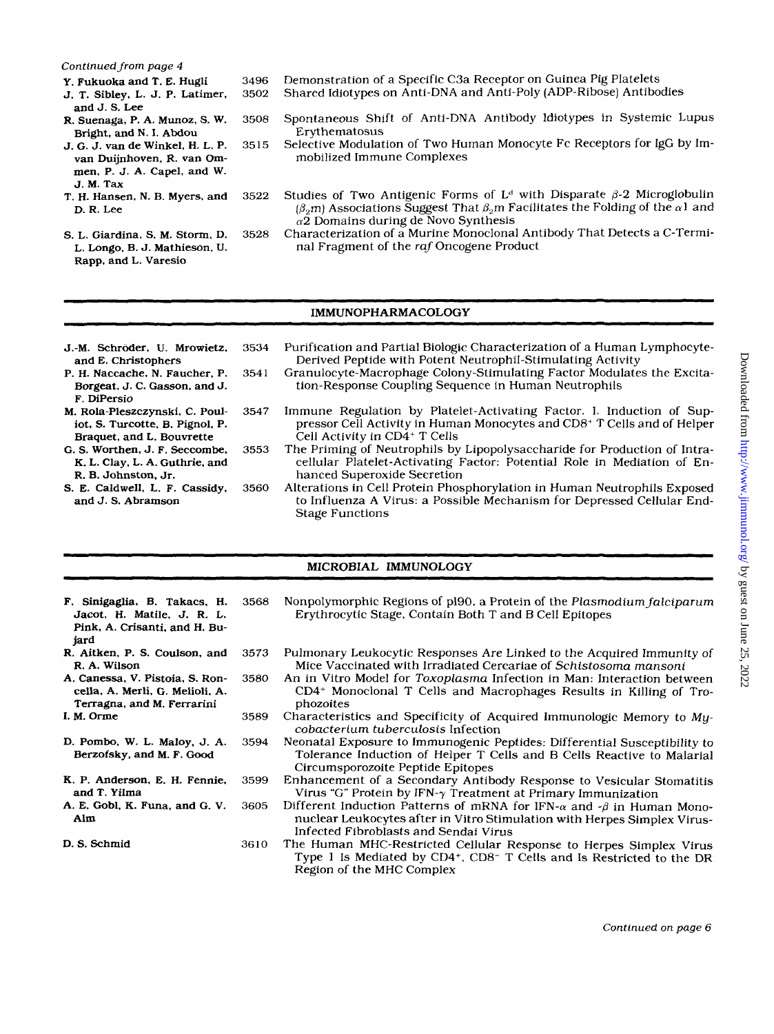*Continued from page 4*

| | | |
|---|---|---|
| Y. Fukuoka and T. E. Hugli | 3496 | Demonstration of a Specific C3a Receptor on Guinea Pig Platelets |
| J. T. Sibley, L. J. P. Latimer, and J. S. Lee | 3502 | Shared Idiotypes on Anti-DNA and Anti-Poly (ADP-Ribose) Antibodies |
| R. Suenaga, P. A. Munoz, S. W. Bright, and N. I. Abdou | 3508 | Spontaneous Shift of Anti-DNA Antibody Idiotypes in Systemic Lupus Erythematosus |
| J. G. J. van de Winkel, H. L. P. van Duijnhoven, R. van Ommen, P. J. A. Capel, and W. J. M. Tax | 3515 | Selective Modulation of Two Human Monocyte Fc Receptors for IgG by Immobilized Immune Complexes |
| T. H. Hansen, N. B. Myers, and D. R. Lee | 3522 | Studies of Two Antigenic Forms of $L^d$ with Disparate $\beta$-2 Microglobulin ($\beta_2$m) Associations Suggest That $\beta_2$m Facilitates the Folding of the $\alpha 1$ and $\alpha 2$ Domains during de Novo Synthesis |
| S. L. Giardina, S. M. Storm, D. L. Longo, B. J. Mathieson, U. Rapp, and L. Varesio | 3528 | Characterization of a Murine Monoclonal Antibody That Detects a C-Terminal Fragment of the *raf* Oncogene Product |

## IMMUNOPHARMACOLOGY

| | | |
|---|---|---|
| J.-M. Schröder, U. Mrowietz, and E. Christophers | 3534 | Purification and Partial Biologic Characterization of a Human Lymphocyte-Derived Peptide with Potent Neutrophil-Stimulating Activity |
| P. H. Naccache, N. Faucher, P. Borgeat, J. C. Gasson, and J. F. DiPersio | 3541 | Granulocyte-Macrophage Colony-Stimulating Factor Modulates the Excitation-Response Coupling Sequence in Human Neutrophils |
| M. Rola-Pleszczynski, C. Pouliot, S. Turcotte, B. Pignol, P. Braquet, and L. Bouvrette | 3547 | Immune Regulation by Platelet-Activating Factor. I. Induction of Suppressor Cell Activity in Human Monocytes and CD8+ T Cells and of Helper Cell Activity in CD4+ T Cells |
| G. S. Worthen, J. F. Seccombe, K. L. Clay, L. A. Guthrie, and R. B. Johnston, Jr. | 3553 | The Priming of Neutrophils by Lipopolysaccharide for Production of Intracellular Platelet-Activating Factor: Potential Role in Mediation of Enhanced Superoxide Secretion |
| S. E. Caldwell, L. F. Cassidy, and J. S. Abramson | 3560 | Alterations in Cell Protein Phosphorylation in Human Neutrophils Exposed to Influenza A Virus: a Possible Mechanism for Depressed Cellular End-Stage Functions |

## MICROBIAL IMMUNOLOGY

| | | |
|---|---|---|
| F. Sinigaglia, B. Takacs, H. Jacot, H. Matile, J. R. L. Pink, A. Crisanti, and H. Bujard | 3568 | Nonpolymorphic Regions of p190, a Protein of the *Plasmodium falciparum* Erythrocytic Stage, Contain Both T and B Cell Epitopes |
| R. Aitken, P. S. Coulson, and R. A. Wilson | 3573 | Pulmonary Leukocytic Responses Are Linked to the Acquired Immunity of Mice Vaccinated with Irradiated Cercariae of *Schistosoma mansoni* |
| A. Canessa, V. Pistoia, S. Roncella, A. Merli, G. Melioli, A. Terragna, and M. Ferrarini | 3580 | An in Vitro Model for *Toxoplasma* Infection in Man: Interaction between CD4+ Monoclonal T Cells and Macrophages Results in Killing of Trophozoites |
| I. M. Orme | 3589 | Characteristics and Specificity of Acquired Immunologic Memory to *Mycobacterium tuberculosis* Infection |
| D. Pombo, W. L. Maloy, J. A. Berzofsky, and M. F. Good | 3594 | Neonatal Exposure to Immunogenic Peptides: Differential Susceptibility to Tolerance Induction of Helper T Cells and B Cells Reactive to Malarial Circumsporozoite Peptide Epitopes |
| K. P. Anderson, E. H. Fennie, and T. Yilma | 3599 | Enhancement of a Secondary Antibody Response to Vesicular Stomatitis Virus "G" Protein by IFN-$\gamma$ Treatment at Primary Immunization |
| A. E. Gobl, K. Funa, and G. V. Alm | 3605 | Different Induction Patterns of mRNA for IFN-$\alpha$ and -$\beta$ in Human Mononuclear Leukocytes after in Vitro Stimulation with Herpes Simplex Virus-Infected Fibroblasts and Sendai Virus |
| D. S. Schmid | 3610 | The Human MHC-Restricted Cellular Response to Herpes Simplex Virus Type 1 Is Mediated by CD4+, CD8− T Cells and Is Restricted to the DR Region of the MHC Complex |

*Continued on page 6*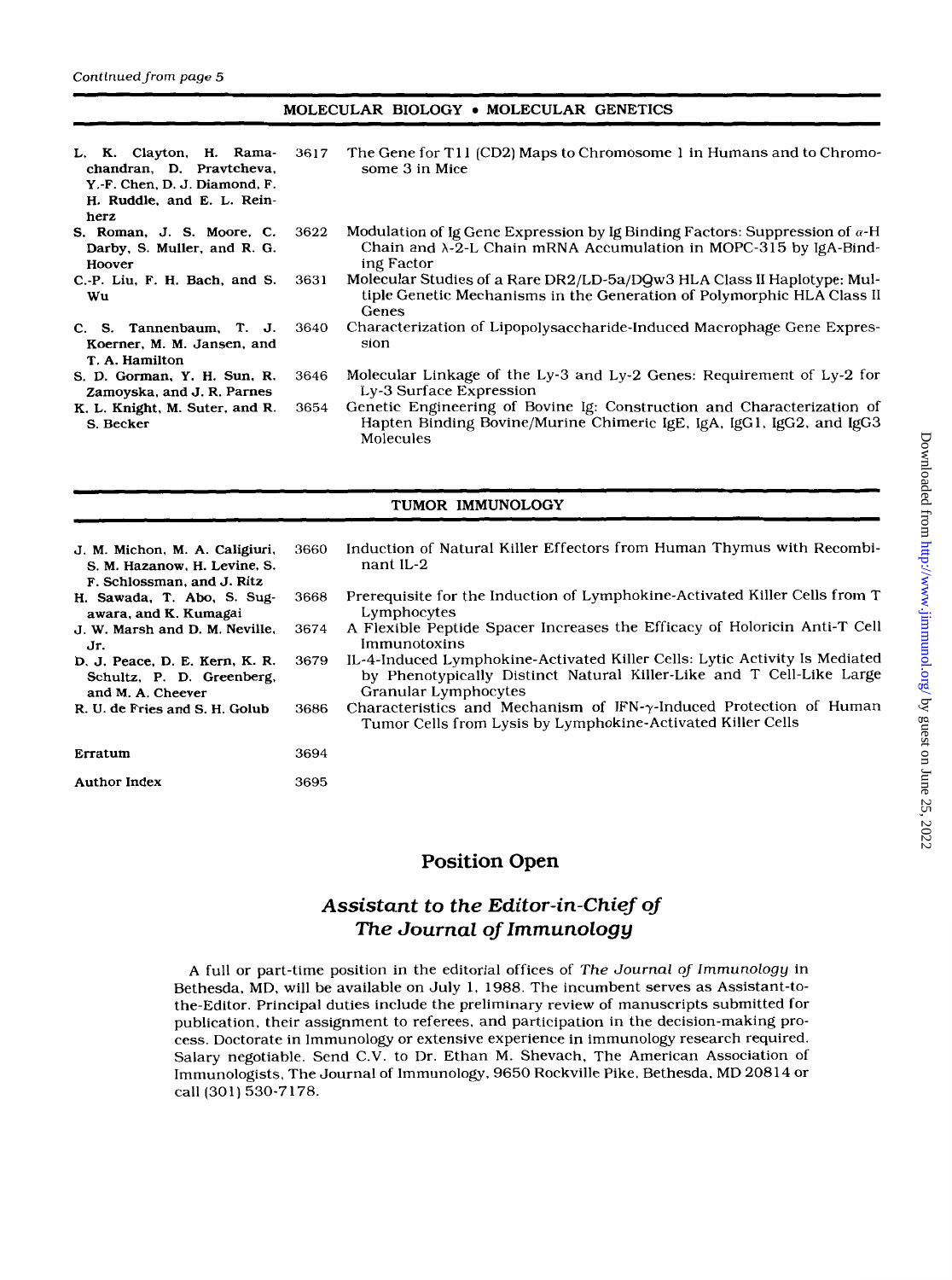*Continued from page 5*

## MOLECULAR BIOLOGY • MOLECULAR GENETICS

| | | |
|---|---|---|
| L. K. Clayton, H. Ramachandran, D. Pravtcheva, Y.-F. Chen, D. J. Diamond, F. H. Ruddle, and E. L. Reinherz | 3617 | The Gene for T11 (CD2) Maps to Chromosome 1 in Humans and to Chromosome 3 in Mice |
| S. Roman, J. S. Moore, C. Darby, S. Muller, and R. G. Hoover | 3622 | Modulation of Ig Gene Expression by Ig Binding Factors: Suppression of $\alpha$-H Chain and $\lambda$-2-L Chain mRNA Accumulation in MOPC-315 by IgA-Binding Factor |
| C.-P. Liu, F. H. Bach, and S. Wu | 3631 | Molecular Studies of a Rare DR2/LD-5a/DQw3 HLA Class II Haplotype: Multiple Genetic Mechanisms in the Generation of Polymorphic HLA Class II Genes |
| C. S. Tannenbaum, T. J. Koerner, M. M. Jansen, and T. A. Hamilton | 3640 | Characterization of Lipopolysaccharide-Induced Macrophage Gene Expression |
| S. D. Gorman, Y. H. Sun, R. Zamoyska, and J. R. Parnes | 3646 | Molecular Linkage of the Ly-3 and Ly-2 Genes: Requirement of Ly-2 for Ly-3 Surface Expression |
| K. L. Knight, M. Suter, and R. S. Becker | 3654 | Genetic Engineering of Bovine Ig: Construction and Characterization of Hapten Binding Bovine/Murine Chimeric IgE, IgA, IgG1, IgG2, and IgG3 Molecules |

## TUMOR IMMUNOLOGY

| | | |
|---|---|---|
| J. M. Michon, M. A. Caligiuri, S. M. Hazanow, H. Levine, S. F. Schlossman, and J. Ritz | 3660 | Induction of Natural Killer Effectors from Human Thymus with Recombinant IL-2 |
| H. Sawada, T. Abo, S. Sugawara, and K. Kumagai | 3668 | Prerequisite for the Induction of Lymphokine-Activated Killer Cells from T Lymphocytes |
| J. W. Marsh and D. M. Neville, Jr. | 3674 | A Flexible Peptide Spacer Increases the Efficacy of Holoricin Anti-T Cell Immunotoxins |
| D. J. Peace, D. E. Kern, K. R. Schultz, P. D. Greenberg, and M. A. Cheever | 3679 | IL-4-Induced Lymphokine-Activated Killer Cells: Lytic Activity Is Mediated by Phenotypically Distinct Natural Killer-Like and T Cell-Like Large Granular Lymphocytes |
| R. U. de Fries and S. H. Golub | 3686 | Characteristics and Mechanism of IFN-$\gamma$-Induced Protection of Human Tumor Cells from Lysis by Lymphokine-Activated Killer Cells |
| **Erratum** | 3694 | |
| **Author Index** | 3695 | |

## Position Open

### *Assistant to the Editor-in-Chief of The Journal of Immunology*

A full or part-time position in the editorial offices of *The Journal of Immunology* in Bethesda, MD, will be available on July 1, 1988. The incumbent serves as Assistant-to-the-Editor. Principal duties include the preliminary review of manuscripts submitted for publication, their assignment to referees, and participation in the decision-making process. Doctorate in Immunology or extensive experience in immunology research required. Salary negotiable. Send C.V. to Dr. Ethan M. Shevach, The American Association of Immunologists, The Journal of Immunology, 9650 Rockville Pike, Bethesda, MD 20814 or call (301) 530-7178.